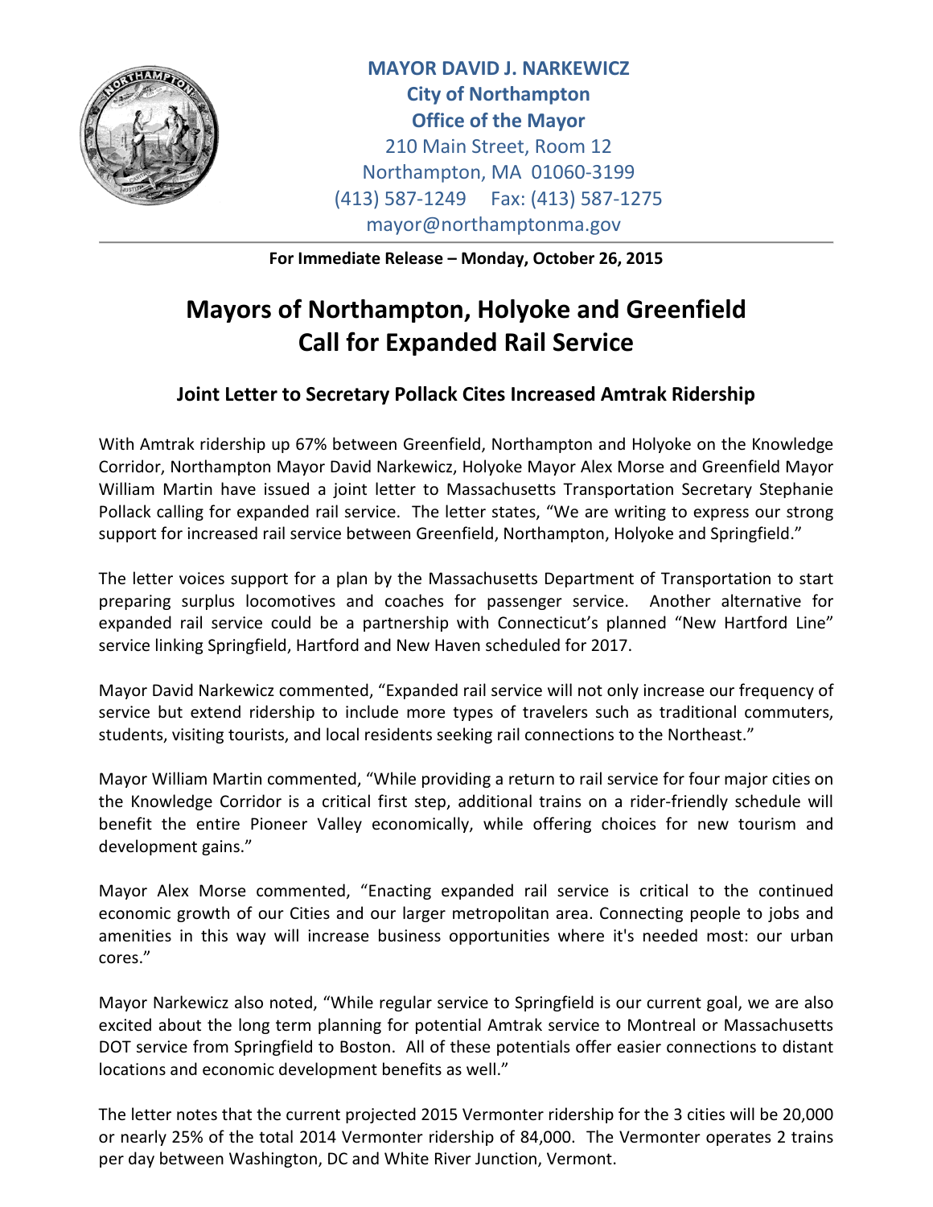**MAYOR DAVID J. NARKEWICZ**
**City of Northampton**
**Office of the Mayor**
210 Main Street, Room 12
Northampton, MA 01060-3199
(413) 587-1249 Fax: (413) 587-1275
mayor@northamptonma.gov

---

**For Immediate Release – Monday, October 26, 2015**

# Mayors of Northampton, Holyoke and Greenfield Call for Expanded Rail Service

## Joint Letter to Secretary Pollack Cites Increased Amtrak Ridership

With Amtrak ridership up 67% between Greenfield, Northampton and Holyoke on the Knowledge Corridor, Northampton Mayor David Narkewicz, Holyoke Mayor Alex Morse and Greenfield Mayor William Martin have issued a joint letter to Massachusetts Transportation Secretary Stephanie Pollack calling for expanded rail service. The letter states, "We are writing to express our strong support for increased rail service between Greenfield, Northampton, Holyoke and Springfield."

The letter voices support for a plan by the Massachusetts Department of Transportation to start preparing surplus locomotives and coaches for passenger service. Another alternative for expanded rail service could be a partnership with Connecticut's planned "New Hartford Line" service linking Springfield, Hartford and New Haven scheduled for 2017.

Mayor David Narkewicz commented, "Expanded rail service will not only increase our frequency of service but extend ridership to include more types of travelers such as traditional commuters, students, visiting tourists, and local residents seeking rail connections to the Northeast."

Mayor William Martin commented, "While providing a return to rail service for four major cities on the Knowledge Corridor is a critical first step, additional trains on a rider-friendly schedule will benefit the entire Pioneer Valley economically, while offering choices for new tourism and development gains."

Mayor Alex Morse commented, "Enacting expanded rail service is critical to the continued economic growth of our Cities and our larger metropolitan area. Connecting people to jobs and amenities in this way will increase business opportunities where it's needed most: our urban cores."

Mayor Narkewicz also noted, "While regular service to Springfield is our current goal, we are also excited about the long term planning for potential Amtrak service to Montreal or Massachusetts DOT service from Springfield to Boston. All of these potentials offer easier connections to distant locations and economic development benefits as well."

The letter notes that the current projected 2015 Vermonter ridership for the 3 cities will be 20,000 or nearly 25% of the total 2014 Vermonter ridership of 84,000. The Vermonter operates 2 trains per day between Washington, DC and White River Junction, Vermont.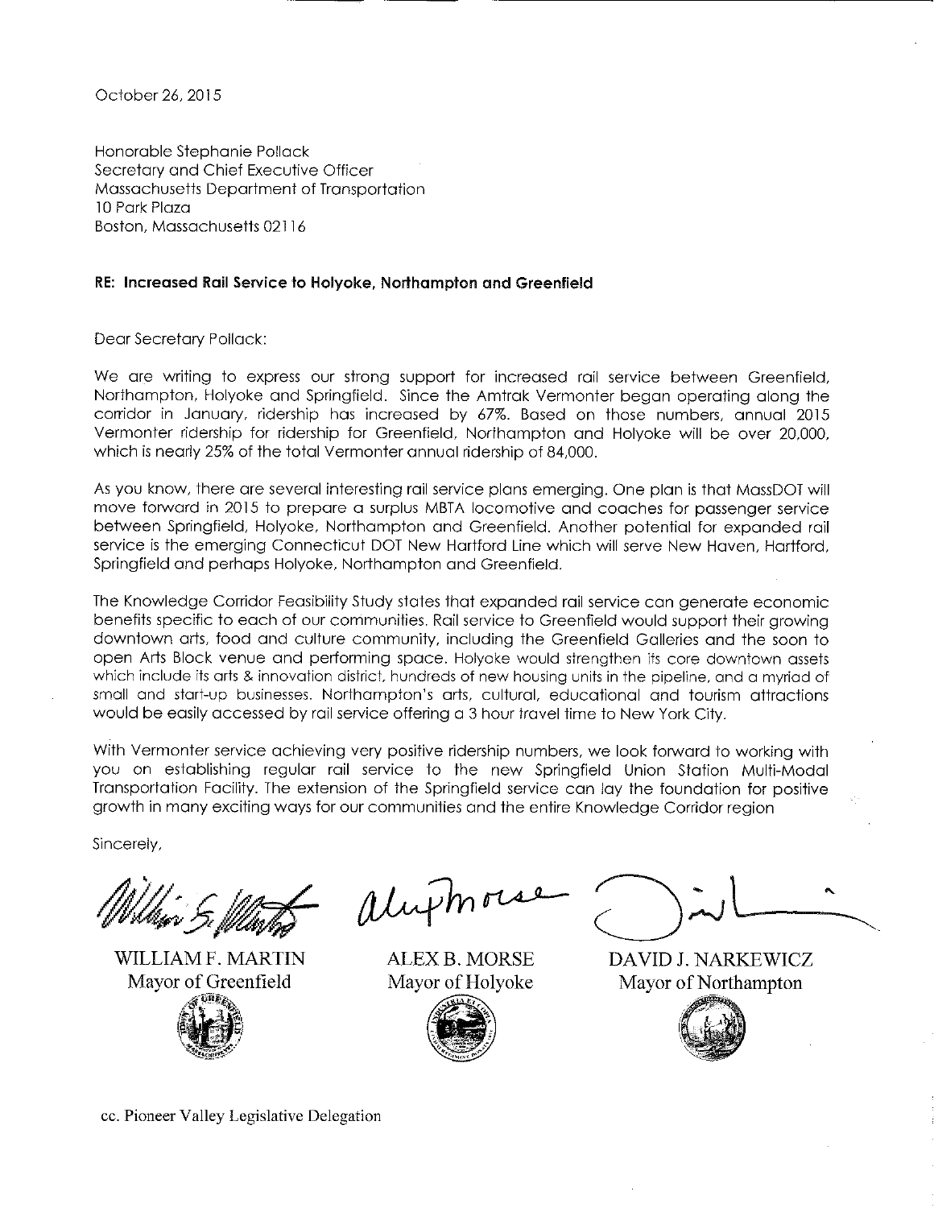October 26, 2015

Honorable Stephanie Pollack
Secretary and Chief Executive Officer
Massachusetts Department of Transportation
10 Park Plaza
Boston, Massachusetts 02116

**RE: Increased Rail Service to Holyoke, Northampton and Greenfield**

Dear Secretary Pollack:

We are writing to express our strong support for increased rail service between Greenfield, Northampton, Holyoke and Springfield. Since the Amtrak Vermonter began operating along the corridor in January, ridership has increased by 67%. Based on those numbers, annual 2015 Vermonter ridership for ridership for Greenfield, Northampton and Holyoke will be over 20,000, which is nearly 25% of the total Vermonter annual ridership of 84,000.

As you know, there are several interesting rail service plans emerging. One plan is that MassDOT will move forward in 2015 to prepare a surplus MBTA locomotive and coaches for passenger service between Springfield, Holyoke, Northampton and Greenfield. Another potential for expanded rail service is the emerging Connecticut DOT New Hartford Line which will serve New Haven, Hartford, Springfield and perhaps Holyoke, Northampton and Greenfield.

The Knowledge Corridor Feasibility Study states that expanded rail service can generate economic benefits specific to each of our communities. Rail service to Greenfield would support their growing downtown arts, food and culture community, including the Greenfield Galleries and the soon to open Arts Block venue and performing space. Holyoke would strengthen its core downtown assets which include its arts & innovation district, hundreds of new housing units in the pipeline, and a myriad of small and start-up businesses. Northampton's arts, cultural, educational and tourism attractions would be easily accessed by rail service offering a 3 hour travel time to New York City.

With Vermonter service achieving very positive ridership numbers, we look forward to working with you on establishing regular rail service to the new Springfield Union Station Multi-Modal Transportation Facility. The extension of the Springfield service can lay the foundation for positive growth in many exciting ways for our communities and the entire Knowledge Corridor region

Sincerely,

| | | |
|---|---|---|
| WILLIAM F. MARTIN | ALEX B. MORSE | DAVID J. NARKEWICZ |
| Mayor of Greenfield | Mayor of Holyoke | Mayor of Northampton |

cc. Pioneer Valley Legislative Delegation